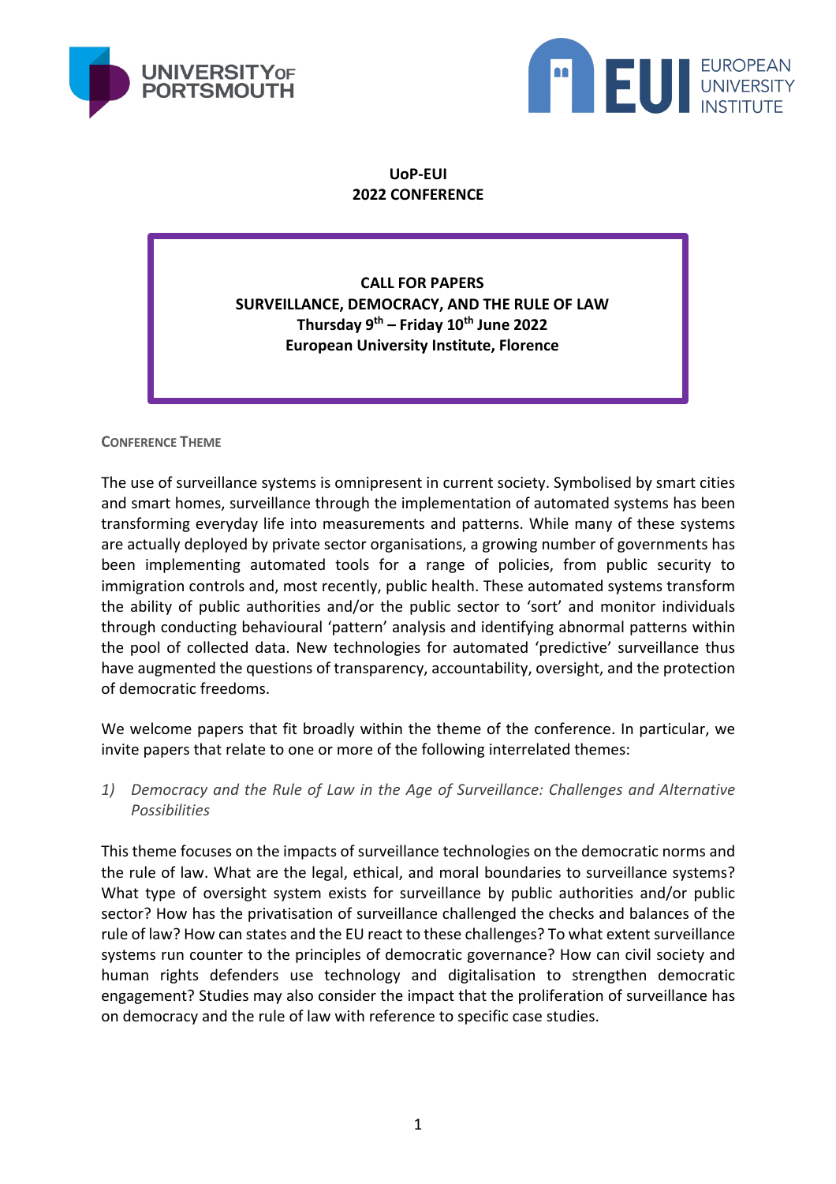**UoP-EUI**
**2022 CONFERENCE**

**CALL FOR PAPERS**
**SURVEILLANCE, DEMOCRACY, AND THE RULE OF LAW**
**Thursday 9th – Friday 10th June 2022**
**European University Institute, Florence**

## CONFERENCE THEME

The use of surveillance systems is omnipresent in current society. Symbolised by smart cities and smart homes, surveillance through the implementation of automated systems has been transforming everyday life into measurements and patterns. While many of these systems are actually deployed by private sector organisations, a growing number of governments has been implementing automated tools for a range of policies, from public security to immigration controls and, most recently, public health. These automated systems transform the ability of public authorities and/or the public sector to 'sort' and monitor individuals through conducting behavioural 'pattern' analysis and identifying abnormal patterns within the pool of collected data. New technologies for automated 'predictive' surveillance thus have augmented the questions of transparency, accountability, oversight, and the protection of democratic freedoms.

We welcome papers that fit broadly within the theme of the conference. In particular, we invite papers that relate to one or more of the following interrelated themes:

1) *Democracy and the Rule of Law in the Age of Surveillance: Challenges and Alternative Possibilities*

This theme focuses on the impacts of surveillance technologies on the democratic norms and the rule of law. What are the legal, ethical, and moral boundaries to surveillance systems? What type of oversight system exists for surveillance by public authorities and/or public sector? How has the privatisation of surveillance challenged the checks and balances of the rule of law? How can states and the EU react to these challenges? To what extent surveillance systems run counter to the principles of democratic governance? How can civil society and human rights defenders use technology and digitalisation to strengthen democratic engagement? Studies may also consider the impact that the proliferation of surveillance has on democracy and the rule of law with reference to specific case studies.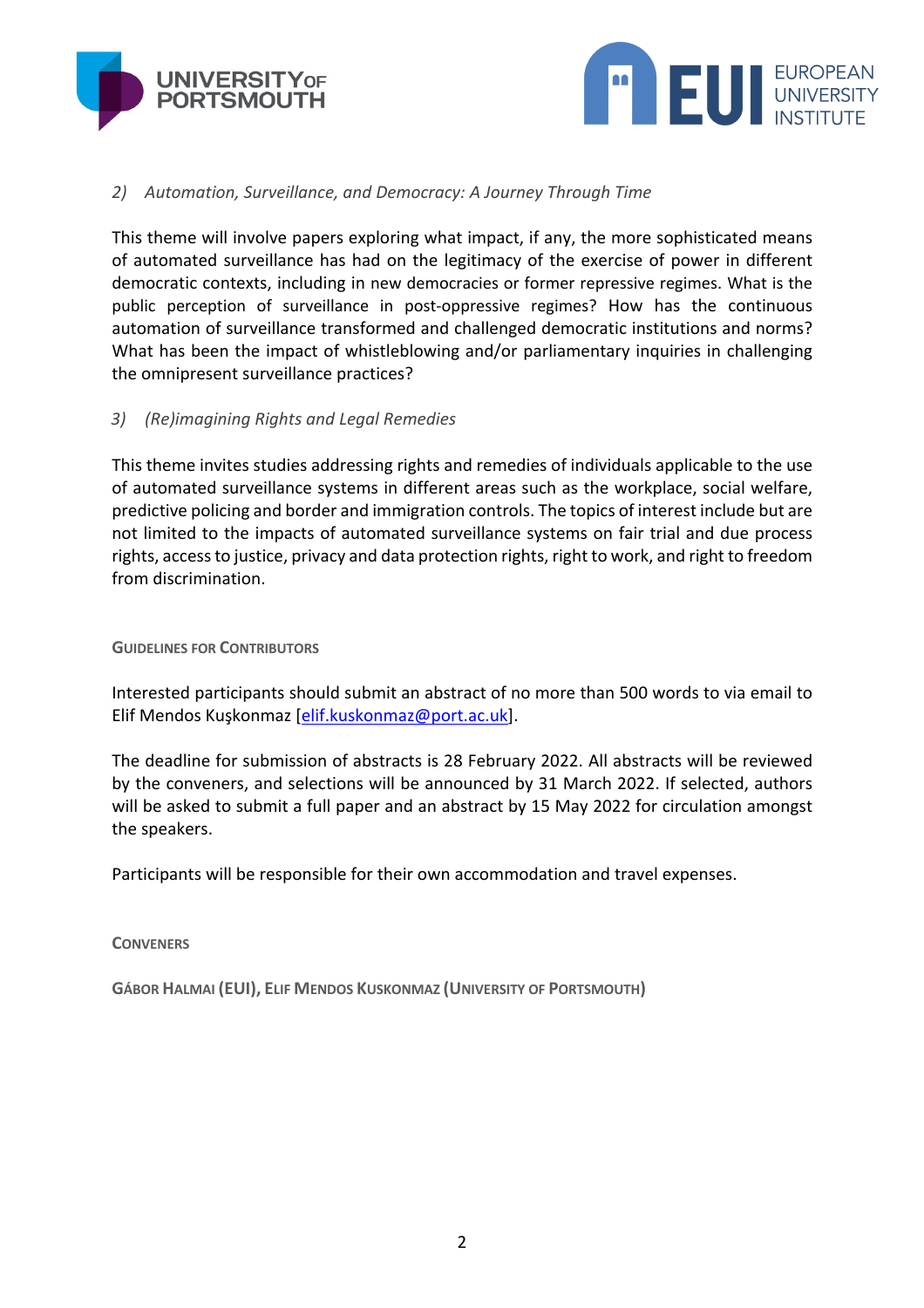*2) Automation, Surveillance, and Democracy: A Journey Through Time*

This theme will involve papers exploring what impact, if any, the more sophisticated means of automated surveillance has had on the legitimacy of the exercise of power in different democratic contexts, including in new democracies or former repressive regimes. What is the public perception of surveillance in post-oppressive regimes? How has the continuous automation of surveillance transformed and challenged democratic institutions and norms? What has been the impact of whistleblowing and/or parliamentary inquiries in challenging the omnipresent surveillance practices?

*3) (Re)imagining Rights and Legal Remedies*

This theme invites studies addressing rights and remedies of individuals applicable to the use of automated surveillance systems in different areas such as the workplace, social welfare, predictive policing and border and immigration controls. The topics of interest include but are not limited to the impacts of automated surveillance systems on fair trial and due process rights, access to justice, privacy and data protection rights, right to work, and right to freedom from discrimination.

## GUIDELINES FOR CONTRIBUTORS

Interested participants should submit an abstract of no more than 500 words to via email to Elif Mendos Kuşkonmaz [elif.kuskonmaz@port.ac.uk].

The deadline for submission of abstracts is 28 February 2022. All abstracts will be reviewed by the conveners, and selections will be announced by 31 March 2022. If selected, authors will be asked to submit a full paper and an abstract by 15 May 2022 for circulation amongst the speakers.

Participants will be responsible for their own accommodation and travel expenses.

## CONVENERS

**GÁBOR HALMAI (EUI), ELIF MENDOS KUSKONMAZ (UNIVERSITY OF PORTSMOUTH)**